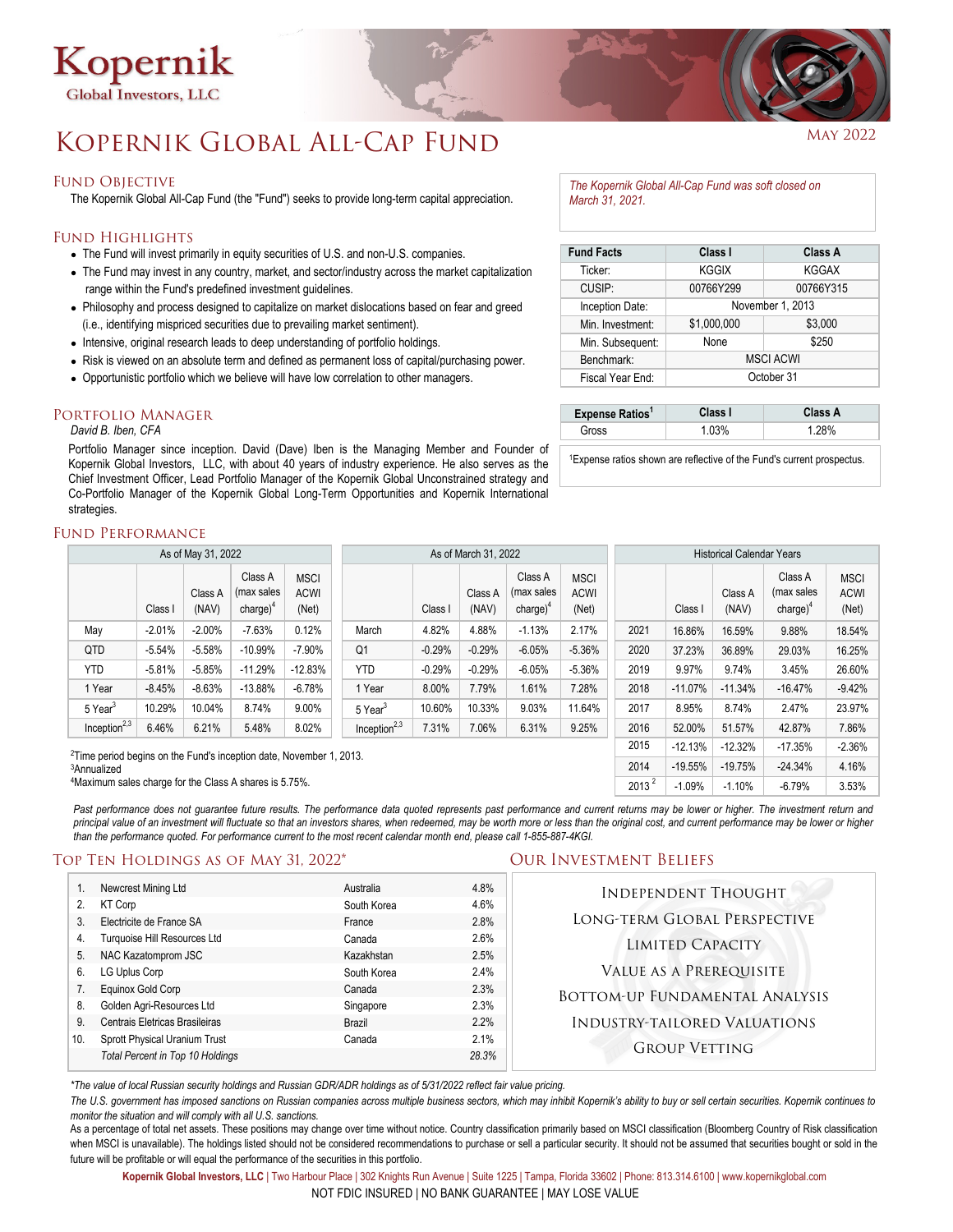# Kopernik

Global Investors, LLC

# Kopernik Global All-Cap Fund

May 2022

## Fund Objective

The Kopernik Global All-Cap Fund (the "Fund") seeks to provide long-term capital appreciation.

*The Kopernik Global All-Cap Fund was soft closed on March 31, 2021.*

## Fund Highlights

- The Fund will invest primarily in equity securities of U.S. and non-U.S. companies.
- The Fund may invest in any country, market, and sector/industry across the market capitalization range within the Fund's predefined investment guidelines.
- Philosophy and process designed to capitalize on market dislocations based on fear and greed (i.e., identifying mispriced securities due to prevailing market sentiment).
- Intensive, original research leads to deep understanding of portfolio holdings.
- Risk is viewed on an absolute term and defined as permanent loss of capital/purchasing power.
- Opportunistic portfolio which we believe will have low correlation to other managers.

| Fund Facts | Class I | Class A |
|---|---|---|
| Ticker: | KGGIX | KGGAX |
| CUSIP: | 00766Y299 | 00766Y315 |
| Inception Date: | November 1, 2013 | |
| Min. Investment: | $1,000,000 | $3,000 |
| Min. Subsequent: | None | $250 |
| Benchmark: | MSCI ACWI | |
| Fiscal Year End: | October 31 | |

| Expense Ratios[1] | Class I | Class A |
|---|---|---|
| Gross | 1.03% | 1.28% |

[1]Expense ratios shown are reflective of the Fund's current prospectus.

## Portfolio Manager

*David B. Iben, CFA*

Portfolio Manager since inception. David (Dave) Iben is the Managing Member and Founder of Kopernik Global Investors, LLC, with about 40 years of industry experience. He also serves as the Chief Investment Officer, Lead Portfolio Manager of the Kopernik Global Unconstrained strategy and Co-Portfolio Manager of the Kopernik Global Long-Term Opportunities and Kopernik International strategies.

## Fund Performance

| As of May 31, 2022 | Class I | Class A (NAV) | Class A (max sales charge)[4] | MSCI ACWI (Net) |
|---|---|---|---|---|
| May | -2.01% | -2.00% | -7.63% | 0.12% |
| QTD | -5.54% | -5.58% | -10.99% | -7.90% |
| YTD | -5.81% | -5.85% | -11.29% | -12.83% |
| 1 Year | -8.45% | -8.63% | -13.88% | -6.78% |
| 5 Year[3] | 10.29% | 10.04% | 8.74% | 9.00% |
| Inception[2,3] | 6.46% | 6.21% | 5.48% | 8.02% |

| As of March 31, 2022 | Class I | Class A (NAV) | Class A (max sales charge)[4] | MSCI ACWI (Net) |
|---|---|---|---|---|
| March | 4.82% | 4.88% | -1.13% | 2.17% |
| Q1 | -0.29% | -0.29% | -6.05% | -5.36% |
| YTD | -0.29% | -0.29% | -6.05% | -5.36% |
| 1 Year | 8.00% | 7.79% | 1.61% | 7.28% |
| 5 Year[3] | 10.60% | 10.33% | 9.03% | 11.64% |
| Inception[2,3] | 7.31% | 7.06% | 6.31% | 9.25% |

| Historical Calendar Years | Class I | Class A (NAV) | Class A (max sales charge)[4] | MSCI ACWI (Net) |
|---|---|---|---|---|
| 2021 | 16.86% | 16.59% | 9.88% | 18.54% |
| 2020 | 37.23% | 36.89% | 29.03% | 16.25% |
| 2019 | 9.97% | 9.74% | 3.45% | 26.60% |
| 2018 | -11.07% | -11.34% | -16.47% | -9.42% |
| 2017 | 8.95% | 8.74% | 2.47% | 23.97% |
| 2016 | 52.00% | 51.57% | 42.87% | 7.86% |
| 2015 | -12.13% | -12.32% | -17.35% | -2.36% |
| 2014 | -19.55% | -19.75% | -24.34% | 4.16% |
| 2013[2] | -1.09% | -1.10% | -6.79% | 3.53% |

[2]Time period begins on the Fund's inception date, November 1, 2013.
[3]Annualized
[4]Maximum sales charge for the Class A shares is 5.75%.

*Past performance does not guarantee future results. The performance data quoted represents past performance and current returns may be lower or higher. The investment return and principal value of an investment will fluctuate so that an investors shares, when redeemed, may be worth more or less than the original cost, and current performance may be lower or higher than the performance quoted. For performance current to the most recent calendar month end, please call 1-855-887-4KGI.*

## Top Ten Holdings as of May 31, 2022*

| | | | |
|---|---|---|---|
| 1. | Newcrest Mining Ltd | Australia | 4.8% |
| 2. | KT Corp | South Korea | 4.6% |
| 3. | Electricite de France SA | France | 2.8% |
| 4. | Turquoise Hill Resources Ltd | Canada | 2.6% |
| 5. | NAC Kazatomprom JSC | Kazakhstan | 2.5% |
| 6. | LG Uplus Corp | South Korea | 2.4% |
| 7. | Equinox Gold Corp | Canada | 2.3% |
| 8. | Golden Agri-Resources Ltd | Singapore | 2.3% |
| 9. | Centrais Eletricas Brasileiras | Brazil | 2.2% |
| 10. | Sprott Physical Uranium Trust | Canada | 2.1% |
| | *Total Percent in Top 10 Holdings* | | *28.3%* |

## Our Investment Beliefs

Independent Thought

Long-Term Global Perspective

Limited Capacity

Value as a Prerequisite

Bottom-Up Fundamental Analysis

Industry-Tailored Valuations

Group Vetting

*\*The value of local Russian security holdings and Russian GDR/ADR holdings as of 5/31/2022 reflect fair value pricing.*

*The U.S. government has imposed sanctions on Russian companies across multiple business sectors, which may inhibit Kopernik's ability to buy or sell certain securities. Kopernik continues to monitor the situation and will comply with all U.S. sanctions.*

As a percentage of total net assets. These positions may change over time without notice. Country classification primarily based on MSCI classification (Bloomberg Country of Risk classification when MSCI is unavailable). The holdings listed should not be considered recommendations to purchase or sell a particular security. It should not be assumed that securities bought or sold in the future will be profitable or will equal the performance of the securities in this portfolio.

**Kopernik Global Investors, LLC** | Two Harbour Place | 302 Knights Run Avenue | Suite 1225 | Tampa, Florida 33602 | Phone: 813.314.6100 | www.kopernikglobal.com

NOT FDIC INSURED | NO BANK GUARANTEE | MAY LOSE VALUE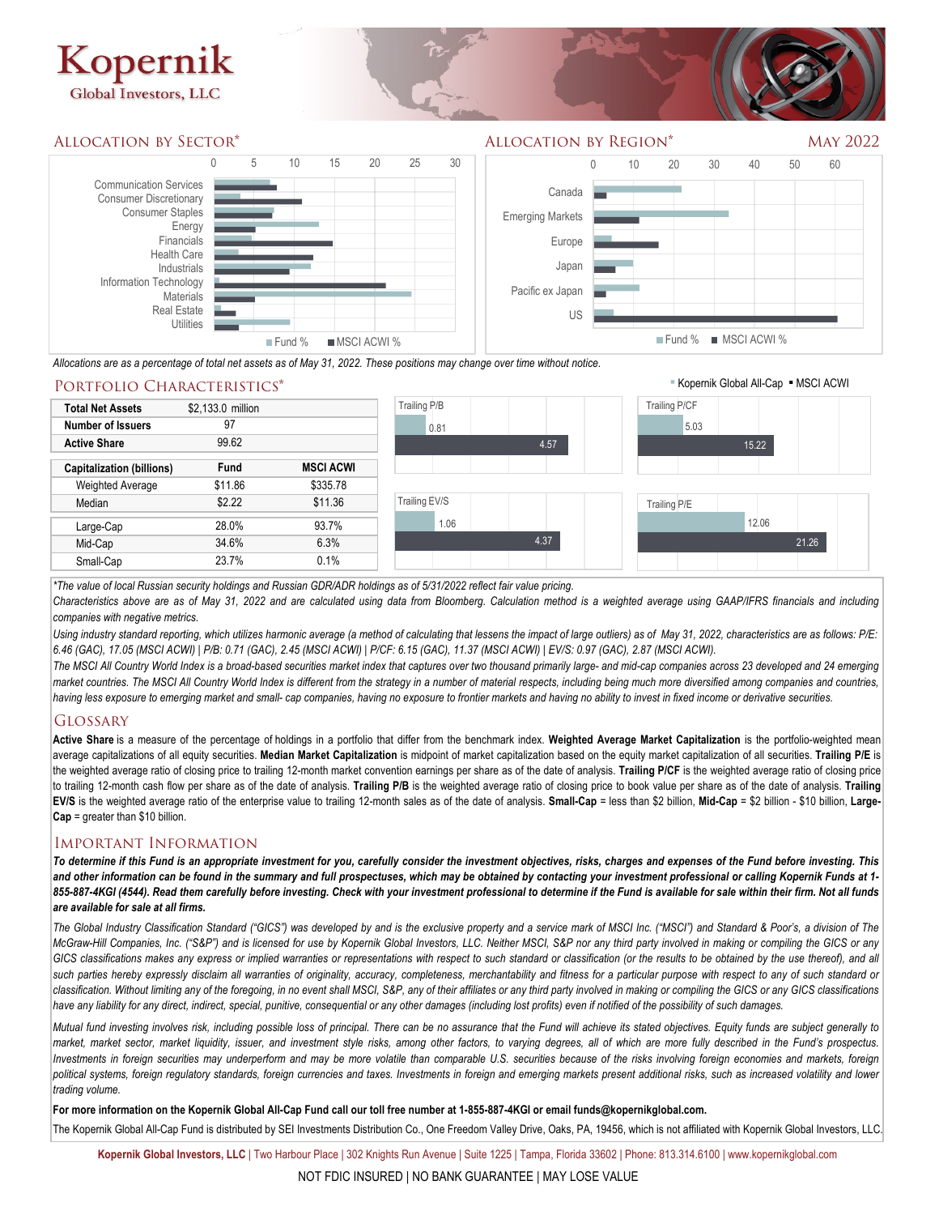# Kopernik
Global Investors, LLC

## Allocation by Sector*

May 2022

0 5 10 15 20 25 30

Communication Services
Consumer Discretionary
Consumer Staples
Energy
Financials
Health Care
Industrials
Information Technology
Materials
Real Estate
Utilities

Fund % MSCI ACWI %

## Allocation by Region*

0 10 20 30 40 50 60

Canada
Emerging Markets
Europe
Japan
Pacific ex Japan
US

Fund % MSCI ACWI %

*Allocations are as a percentage of total net assets as of May 31, 2022. These positions may change over time without notice.*

## Portfolio Characteristics*

| | | |
|---|---|---|
| **Total Net Assets** | $2,133.0 million | |
| **Number of Issuers** | 97 | |
| **Active Share** | 99.62 | |
| **Capitalization (billions)** | **Fund** | **MSCI ACWI** |
| Weighted Average | $11.86 | $335.78 |
| Median | $2.22 | $11.36 |
| Large-Cap | 28.0% | 93.7% |
| Mid-Cap | 34.6% | 6.3% |
| Small-Cap | 23.7% | 0.1% |

Kopernik Global All-Cap ▪ MSCI ACWI

Trailing P/B
0.81
4.57

Trailing P/CF
5.03
15.22

Trailing EV/S
1.06
4.37

Trailing P/E
12.06
21.26

*\*The value of local Russian security holdings and Russian GDR/ADR holdings as of 5/31/2022 reflect fair value pricing.*

*Characteristics above are as of May 31, 2022 and are calculated using data from Bloomberg. Calculation method is a weighted average using GAAP/IFRS financials and including companies with negative metrics.*

*Using industry standard reporting, which utilizes harmonic average (a method of calculating that lessens the impact of large outliers) as of May 31, 2022, characteristics are as follows: P/E: 6.46 (GAC), 17.05 (MSCI ACWI) | P/B: 0.71 (GAC), 2.45 (MSCI ACWI) | P/CF: 6.15 (GAC), 11.37 (MSCI ACWI) | EV/S: 0.97 (GAC), 2.87 (MSCI ACWI).*

*The MSCI All Country World Index is a broad-based securities market index that captures over two thousand primarily large- and mid-cap companies across 23 developed and 24 emerging market countries. The MSCI All Country World Index is different from the strategy in a number of material respects, including being much more diversified among companies and countries, having less exposure to emerging market and small- cap companies, having no exposure to frontier markets and having no ability to invest in fixed income or derivative securities.*

## Glossary

**Active Share** is a measure of the percentage of holdings in a portfolio that differ from the benchmark index. **Weighted Average Market Capitalization** is the portfolio-weighted mean average capitalizations of all equity securities. **Median Market Capitalization** is midpoint of market capitalization based on the equity market capitalization of all securities. **Trailing P/E** is the weighted average ratio of closing price to trailing 12-month market convention earnings per share as of the date of analysis. **Trailing P/CF** is the weighted average ratio of closing price to trailing 12-month cash flow per share as of the date of analysis. **Trailing P/B** is the weighted average ratio of closing price to book value per share as of the date of analysis. **Trailing EV/S** is the weighted average ratio of the enterprise value to trailing 12-month sales as of the date of analysis. **Small-Cap** = less than $2 billion, **Mid-Cap** = $2 billion - $10 billion, **Large-Cap** = greater than $10 billion.

## Important Information

***To determine if this Fund is an appropriate investment for you, carefully consider the investment objectives, risks, charges and expenses of the Fund before investing. This and other information can be found in the summary and full prospectuses, which may be obtained by contacting your investment professional or calling Kopernik Funds at 1-855-887-4KGI (4544). Read them carefully before investing. Check with your investment professional to determine if the Fund is available for sale within their firm. Not all funds are available for sale at all firms.***

*The Global Industry Classification Standard ("GICS") was developed by and is the exclusive property and a service mark of MSCI Inc. ("MSCI") and Standard & Poor's, a division of The McGraw-Hill Companies, Inc. ("S&P") and is licensed for use by Kopernik Global Investors, LLC. Neither MSCI, S&P nor any third party involved in making or compiling the GICS or any GICS classifications makes any express or implied warranties or representations with respect to such standard or classification (or the results to be obtained by the use thereof), and all such parties hereby expressly disclaim all warranties of originality, accuracy, completeness, merchantability and fitness for a particular purpose with respect to any of such standard or classification. Without limiting any of the foregoing, in no event shall MSCI, S&P, any of their affiliates or any third party involved in making or compiling the GICS or any GICS classifications have any liability for any direct, indirect, special, punitive, consequential or any other damages (including lost profits) even if notified of the possibility of such damages.*

*Mutual fund investing involves risk, including possible loss of principal. There can be no assurance that the Fund will achieve its stated objectives. Equity funds are subject generally to market, market sector, market liquidity, issuer, and investment style risks, among other factors, to varying degrees, all of which are more fully described in the Fund's prospectus. Investments in foreign securities may underperform and may be more volatile than comparable U.S. securities because of the risks involving foreign economies and markets, foreign political systems, foreign regulatory standards, foreign currencies and taxes. Investments in foreign and emerging markets present additional risks, such as increased volatility and lower trading volume.*

**For more information on the Kopernik Global All-Cap Fund call our toll free number at 1-855-887-4KGI or email funds@kopernikglobal.com.**

The Kopernik Global All-Cap Fund is distributed by SEI Investments Distribution Co., One Freedom Valley Drive, Oaks, PA, 19456, which is not affiliated with Kopernik Global Investors, LLC.

**Kopernik Global Investors, LLC** | Two Harbour Place | 302 Knights Run Avenue | Suite 1225 | Tampa, Florida 33602 | Phone: 813.314.6100 | www.kopernikglobal.com

NOT FDIC INSURED | NO BANK GUARANTEE | MAY LOSE VALUE